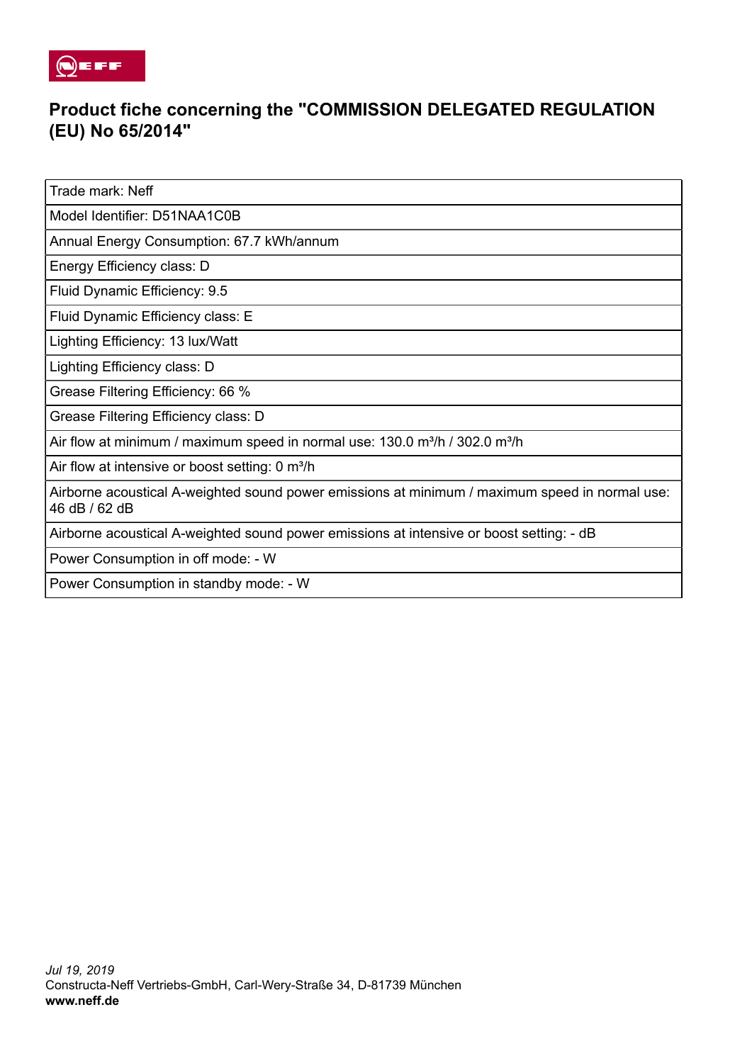# Product fiche concerning the "COMMISSION DELEGATED REGULATION (EU) No 65/2014"

| Trade mark: Neff |
|---|
| Model Identifier: D51NAA1C0B |
| Annual Energy Consumption: 67.7 kWh/annum |
| Energy Efficiency class: D |
| Fluid Dynamic Efficiency: 9.5 |
| Fluid Dynamic Efficiency class: E |
| Lighting Efficiency: 13 lux/Watt |
| Lighting Efficiency class: D |
| Grease Filtering Efficiency: 66 % |
| Grease Filtering Efficiency class: D |
| Air flow at minimum / maximum speed in normal use: 130.0 m³/h / 302.0 m³/h |
| Air flow at intensive or boost setting: 0 m³/h |
| Airborne acoustical A-weighted sound power emissions at minimum / maximum speed in normal use: 46 dB / 62 dB |
| Airborne acoustical A-weighted sound power emissions at intensive or boost setting: - dB |
| Power Consumption in off mode: - W |
| Power Consumption in standby mode: - W |

*Jul 19, 2019*
Constructa-Neff Vertriebs-GmbH, Carl-Wery-Straße 34, D-81739 München
**www.neff.de**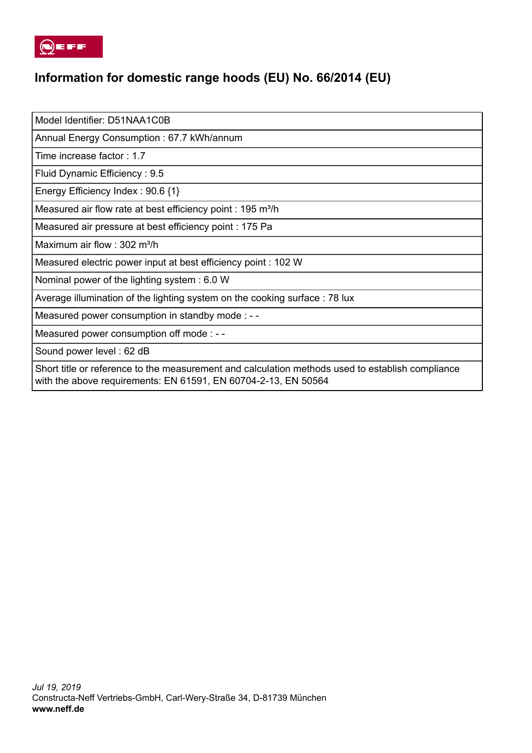# Information for domestic range hoods (EU) No. 66/2014 (EU)

| |
|---|
| Model Identifier: D51NAA1C0B |
| Annual Energy Consumption : 67.7 kWh/annum |
| Time increase factor : 1.7 |
| Fluid Dynamic Efficiency : 9.5 |
| Energy Efficiency Index : 90.6 {1} |
| Measured air flow rate at best efficiency point : 195 m³/h |
| Measured air pressure at best efficiency point : 175 Pa |
| Maximum air flow : 302 m³/h |
| Measured electric power input at best efficiency point : 102 W |
| Nominal power of the lighting system : 6.0 W |
| Average illumination of the lighting system on the cooking surface : 78 lux |
| Measured power consumption in standby mode : - - |
| Measured power consumption off mode : - - |
| Sound power level : 62 dB |
| Short title or reference to the measurement and calculation methods used to establish compliance with the above requirements: EN 61591, EN 60704-2-13, EN 50564 |

*Jul 19, 2019*
Constructa-Neff Vertriebs-GmbH, Carl-Wery-Straße 34, D-81739 München
**www.neff.de**